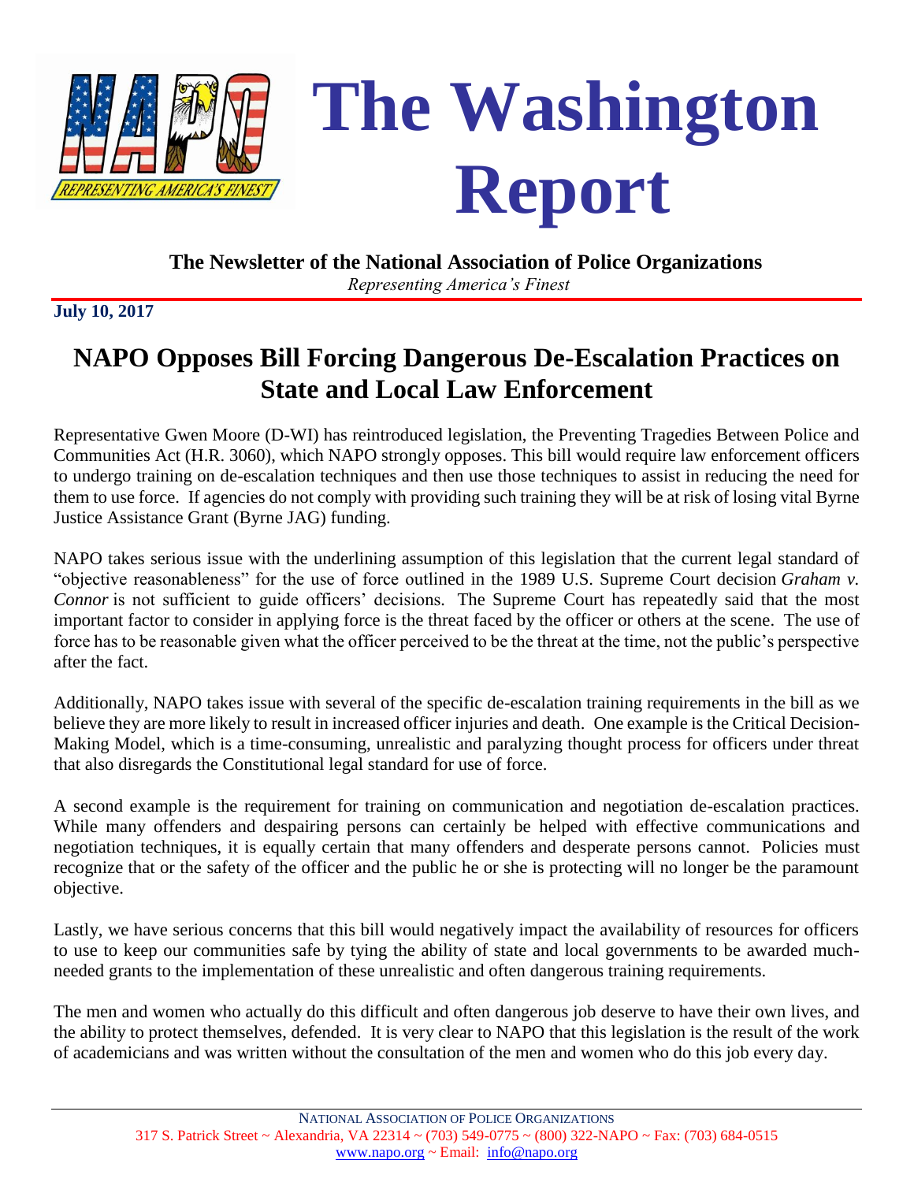# The Washington Report

**The Newsletter of the National Association of Police Organizations**

*Representing America's Finest*

**July 10, 2017**

## NAPO Opposes Bill Forcing Dangerous De-Escalation Practices on State and Local Law Enforcement

Representative Gwen Moore (D-WI) has reintroduced legislation, the Preventing Tragedies Between Police and Communities Act (H.R. 3060), which NAPO strongly opposes. This bill would require law enforcement officers to undergo training on de-escalation techniques and then use those techniques to assist in reducing the need for them to use force. If agencies do not comply with providing such training they will be at risk of losing vital Byrne Justice Assistance Grant (Byrne JAG) funding.

NAPO takes serious issue with the underlining assumption of this legislation that the current legal standard of "objective reasonableness" for the use of force outlined in the 1989 U.S. Supreme Court decision *Graham v. Connor* is not sufficient to guide officers' decisions. The Supreme Court has repeatedly said that the most important factor to consider in applying force is the threat faced by the officer or others at the scene. The use of force has to be reasonable given what the officer perceived to be the threat at the time, not the public's perspective after the fact.

Additionally, NAPO takes issue with several of the specific de-escalation training requirements in the bill as we believe they are more likely to result in increased officer injuries and death. One example is the Critical Decision-Making Model, which is a time-consuming, unrealistic and paralyzing thought process for officers under threat that also disregards the Constitutional legal standard for use of force.

A second example is the requirement for training on communication and negotiation de-escalation practices. While many offenders and despairing persons can certainly be helped with effective communications and negotiation techniques, it is equally certain that many offenders and desperate persons cannot. Policies must recognize that or the safety of the officer and the public he or she is protecting will no longer be the paramount objective.

Lastly, we have serious concerns that this bill would negatively impact the availability of resources for officers to use to keep our communities safe by tying the ability of state and local governments to be awarded much-needed grants to the implementation of these unrealistic and often dangerous training requirements.

The men and women who actually do this difficult and often dangerous job deserve to have their own lives, and the ability to protect themselves, defended. It is very clear to NAPO that this legislation is the result of the work of academicians and was written without the consultation of the men and women who do this job every day.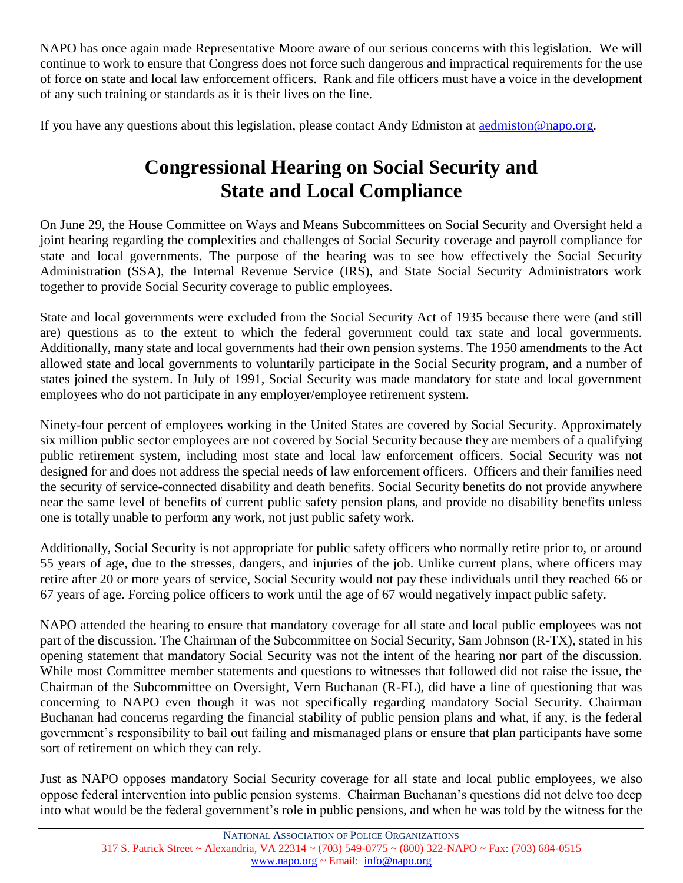NAPO has once again made Representative Moore aware of our serious concerns with this legislation. We will continue to work to ensure that Congress does not force such dangerous and impractical requirements for the use of force on state and local law enforcement officers. Rank and file officers must have a voice in the development of any such training or standards as it is their lives on the line.

If you have any questions about this legislation, please contact Andy Edmiston at aedmiston@napo.org.

# Congressional Hearing on Social Security and State and Local Compliance

On June 29, the House Committee on Ways and Means Subcommittees on Social Security and Oversight held a joint hearing regarding the complexities and challenges of Social Security coverage and payroll compliance for state and local governments. The purpose of the hearing was to see how effectively the Social Security Administration (SSA), the Internal Revenue Service (IRS), and State Social Security Administrators work together to provide Social Security coverage to public employees.

State and local governments were excluded from the Social Security Act of 1935 because there were (and still are) questions as to the extent to which the federal government could tax state and local governments. Additionally, many state and local governments had their own pension systems. The 1950 amendments to the Act allowed state and local governments to voluntarily participate in the Social Security program, and a number of states joined the system. In July of 1991, Social Security was made mandatory for state and local government employees who do not participate in any employer/employee retirement system.

Ninety-four percent of employees working in the United States are covered by Social Security. Approximately six million public sector employees are not covered by Social Security because they are members of a qualifying public retirement system, including most state and local law enforcement officers. Social Security was not designed for and does not address the special needs of law enforcement officers. Officers and their families need the security of service-connected disability and death benefits. Social Security benefits do not provide anywhere near the same level of benefits of current public safety pension plans, and provide no disability benefits unless one is totally unable to perform any work, not just public safety work.

Additionally, Social Security is not appropriate for public safety officers who normally retire prior to, or around 55 years of age, due to the stresses, dangers, and injuries of the job. Unlike current plans, where officers may retire after 20 or more years of service, Social Security would not pay these individuals until they reached 66 or 67 years of age. Forcing police officers to work until the age of 67 would negatively impact public safety.

NAPO attended the hearing to ensure that mandatory coverage for all state and local public employees was not part of the discussion. The Chairman of the Subcommittee on Social Security, Sam Johnson (R-TX), stated in his opening statement that mandatory Social Security was not the intent of the hearing nor part of the discussion. While most Committee member statements and questions to witnesses that followed did not raise the issue, the Chairman of the Subcommittee on Oversight, Vern Buchanan (R-FL), did have a line of questioning that was concerning to NAPO even though it was not specifically regarding mandatory Social Security. Chairman Buchanan had concerns regarding the financial stability of public pension plans and what, if any, is the federal government's responsibility to bail out failing and mismanaged plans or ensure that plan participants have some sort of retirement on which they can rely.

Just as NAPO opposes mandatory Social Security coverage for all state and local public employees, we also oppose federal intervention into public pension systems. Chairman Buchanan's questions did not delve too deep into what would be the federal government's role in public pensions, and when he was told by the witness for the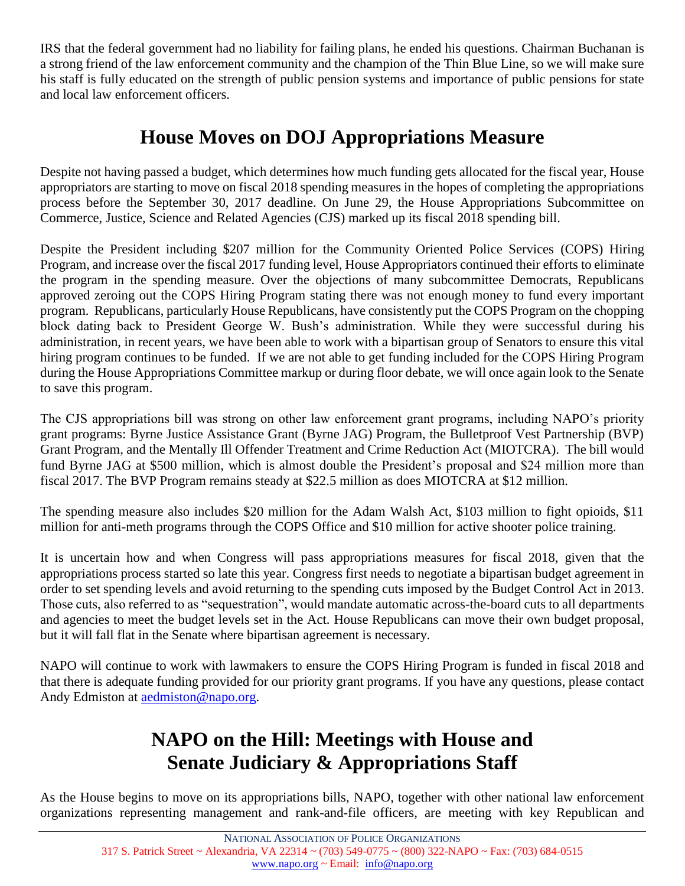IRS that the federal government had no liability for failing plans, he ended his questions. Chairman Buchanan is a strong friend of the law enforcement community and the champion of the Thin Blue Line, so we will make sure his staff is fully educated on the strength of public pension systems and importance of public pensions for state and local law enforcement officers.

## House Moves on DOJ Appropriations Measure

Despite not having passed a budget, which determines how much funding gets allocated for the fiscal year, House appropriators are starting to move on fiscal 2018 spending measures in the hopes of completing the appropriations process before the September 30, 2017 deadline. On June 29, the House Appropriations Subcommittee on Commerce, Justice, Science and Related Agencies (CJS) marked up its fiscal 2018 spending bill.

Despite the President including $207 million for the Community Oriented Police Services (COPS) Hiring Program, and increase over the fiscal 2017 funding level, House Appropriators continued their efforts to eliminate the program in the spending measure. Over the objections of many subcommittee Democrats, Republicans approved zeroing out the COPS Hiring Program stating there was not enough money to fund every important program. Republicans, particularly House Republicans, have consistently put the COPS Program on the chopping block dating back to President George W. Bush's administration. While they were successful during his administration, in recent years, we have been able to work with a bipartisan group of Senators to ensure this vital hiring program continues to be funded. If we are not able to get funding included for the COPS Hiring Program during the House Appropriations Committee markup or during floor debate, we will once again look to the Senate to save this program.

The CJS appropriations bill was strong on other law enforcement grant programs, including NAPO's priority grant programs: Byrne Justice Assistance Grant (Byrne JAG) Program, the Bulletproof Vest Partnership (BVP) Grant Program, and the Mentally Ill Offender Treatment and Crime Reduction Act (MIOTCRA). The bill would fund Byrne JAG at $500 million, which is almost double the President's proposal and $24 million more than fiscal 2017. The BVP Program remains steady at $22.5 million as does MIOTCRA at $12 million.

The spending measure also includes $20 million for the Adam Walsh Act, $103 million to fight opioids, $11 million for anti-meth programs through the COPS Office and $10 million for active shooter police training.

It is uncertain how and when Congress will pass appropriations measures for fiscal 2018, given that the appropriations process started so late this year. Congress first needs to negotiate a bipartisan budget agreement in order to set spending levels and avoid returning to the spending cuts imposed by the Budget Control Act in 2013. Those cuts, also referred to as "sequestration", would mandate automatic across-the-board cuts to all departments and agencies to meet the budget levels set in the Act. House Republicans can move their own budget proposal, but it will fall flat in the Senate where bipartisan agreement is necessary.

NAPO will continue to work with lawmakers to ensure the COPS Hiring Program is funded in fiscal 2018 and that there is adequate funding provided for our priority grant programs. If you have any questions, please contact Andy Edmiston at aedmiston@napo.org.

## NAPO on the Hill: Meetings with House and Senate Judiciary & Appropriations Staff

As the House begins to move on its appropriations bills, NAPO, together with other national law enforcement organizations representing management and rank-and-file officers, are meeting with key Republican and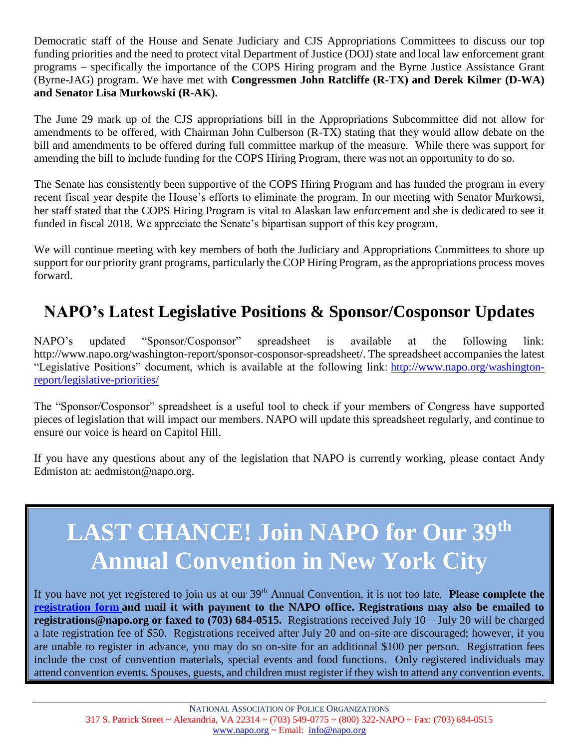Democratic staff of the House and Senate Judiciary and CJS Appropriations Committees to discuss our top funding priorities and the need to protect vital Department of Justice (DOJ) state and local law enforcement grant programs – specifically the importance of the COPS Hiring program and the Byrne Justice Assistance Grant (Byrne-JAG) program. We have met with **Congressmen John Ratcliffe (R-TX) and Derek Kilmer (D-WA) and Senator Lisa Murkowski (R-AK).**

The June 29 mark up of the CJS appropriations bill in the Appropriations Subcommittee did not allow for amendments to be offered, with Chairman John Culberson (R-TX) stating that they would allow debate on the bill and amendments to be offered during full committee markup of the measure. While there was support for amending the bill to include funding for the COPS Hiring Program, there was not an opportunity to do so.

The Senate has consistently been supportive of the COPS Hiring Program and has funded the program in every recent fiscal year despite the House's efforts to eliminate the program. In our meeting with Senator Murkowsi, her staff stated that the COPS Hiring Program is vital to Alaskan law enforcement and she is dedicated to see it funded in fiscal 2018. We appreciate the Senate's bipartisan support of this key program.

We will continue meeting with key members of both the Judiciary and Appropriations Committees to shore up support for our priority grant programs, particularly the COP Hiring Program, as the appropriations process moves forward.

## NAPO's Latest Legislative Positions & Sponsor/Cosponsor Updates

NAPO's updated "Sponsor/Cosponsor" spreadsheet is available at the following link: http://www.napo.org/washington-report/sponsor-cosponsor-spreadsheet/. The spreadsheet accompanies the latest "Legislative Positions" document, which is available at the following link: [http://www.napo.org/washington-report/legislative-priorities/](http://www.napo.org/washington-report/legislative-priorities/)

The "Sponsor/Cosponsor" spreadsheet is a useful tool to check if your members of Congress have supported pieces of legislation that will impact our members. NAPO will update this spreadsheet regularly, and continue to ensure our voice is heard on Capitol Hill.

If you have any questions about any of the legislation that NAPO is currently working, please contact Andy Edmiston at: aedmiston@napo.org.

# LAST CHANCE! Join NAPO for Our 39th Annual Convention in New York City

If you have not yet registered to join us at our 39th Annual Convention, it is not too late. **Please complete the registration form and mail it with payment to the NAPO office. Registrations may also be emailed to registrations@napo.org or faxed to (703) 684-0515.** Registrations received July 10 – July 20 will be charged a late registration fee of $50. Registrations received after July 20 and on-site are discouraged; however, if you are unable to register in advance, you may do so on-site for an additional $100 per person. Registration fees include the cost of convention materials, special events and food functions. Only registered individuals may attend convention events. Spouses, guests, and children must register if they wish to attend any convention events.